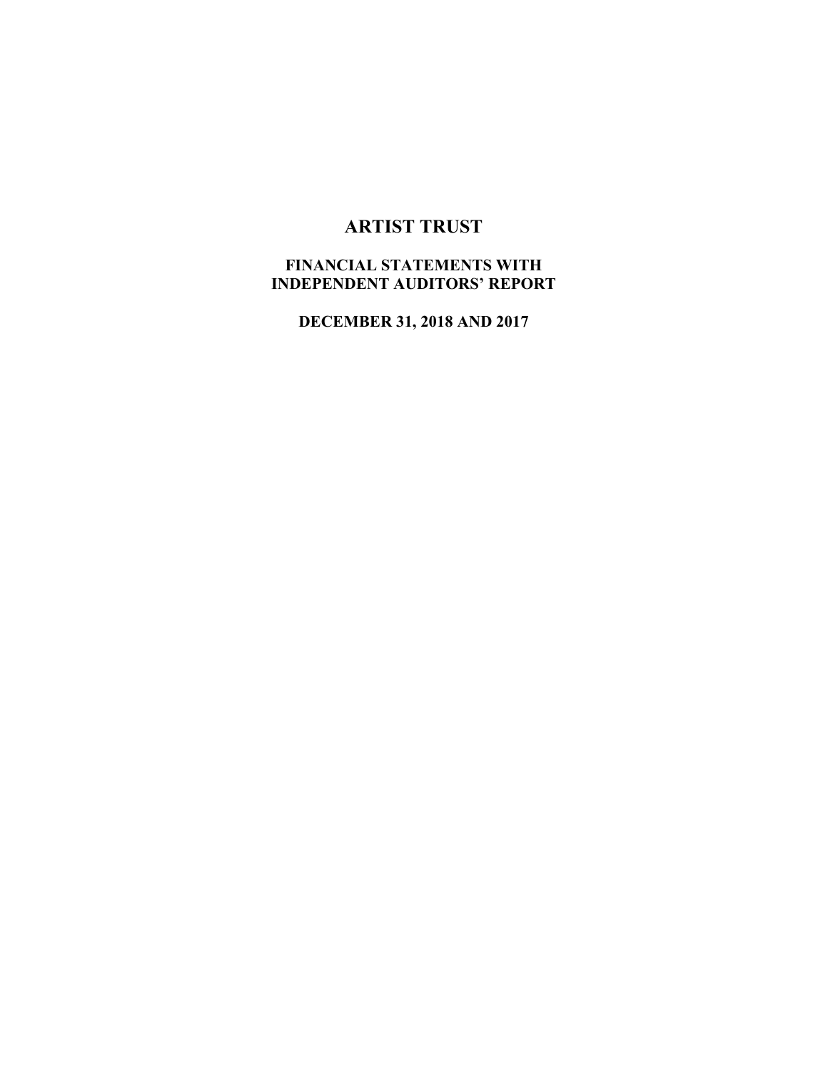# ARTIST TRUST

## FINANCIAL STATEMENTS WITH INDEPENDENT AUDITORS' REPORT

## DECEMBER 31, 2018 AND 2017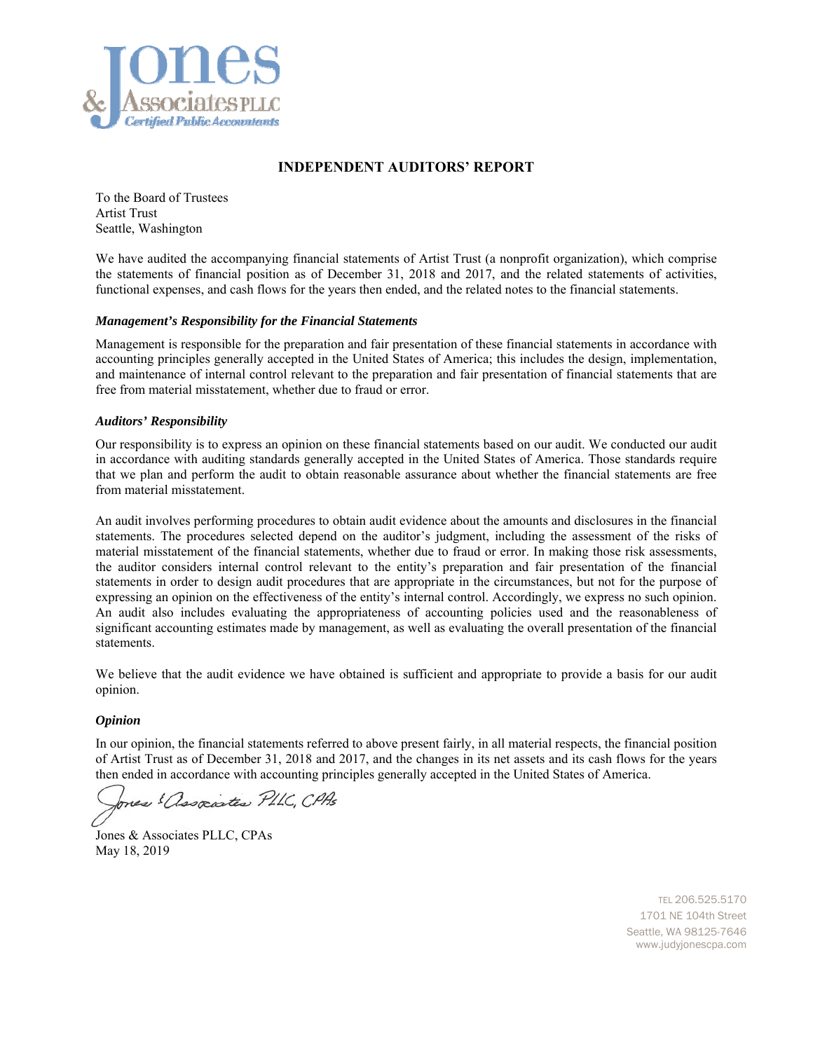Jones & Associates PLLC
Certified Public Accountants

# INDEPENDENT AUDITORS' REPORT

To the Board of Trustees
Artist Trust
Seattle, Washington

We have audited the accompanying financial statements of Artist Trust (a nonprofit organization), which comprise the statements of financial position as of December 31, 2018 and 2017, and the related statements of activities, functional expenses, and cash flows for the years then ended, and the related notes to the financial statements.

### *Management's Responsibility for the Financial Statements*

Management is responsible for the preparation and fair presentation of these financial statements in accordance with accounting principles generally accepted in the United States of America; this includes the design, implementation, and maintenance of internal control relevant to the preparation and fair presentation of financial statements that are free from material misstatement, whether due to fraud or error.

### *Auditors' Responsibility*

Our responsibility is to express an opinion on these financial statements based on our audit. We conducted our audit in accordance with auditing standards generally accepted in the United States of America. Those standards require that we plan and perform the audit to obtain reasonable assurance about whether the financial statements are free from material misstatement.

An audit involves performing procedures to obtain audit evidence about the amounts and disclosures in the financial statements. The procedures selected depend on the auditor's judgment, including the assessment of the risks of material misstatement of the financial statements, whether due to fraud or error. In making those risk assessments, the auditor considers internal control relevant to the entity's preparation and fair presentation of the financial statements in order to design audit procedures that are appropriate in the circumstances, but not for the purpose of expressing an opinion on the effectiveness of the entity's internal control. Accordingly, we express no such opinion. An audit also includes evaluating the appropriateness of accounting policies used and the reasonableness of significant accounting estimates made by management, as well as evaluating the overall presentation of the financial statements.

We believe that the audit evidence we have obtained is sufficient and appropriate to provide a basis for our audit opinion.

### *Opinion*

In our opinion, the financial statements referred to above present fairly, in all material respects, the financial position of Artist Trust as of December 31, 2018 and 2017, and the changes in its net assets and its cash flows for the years then ended in accordance with accounting principles generally accepted in the United States of America.

*Jones & Associates PLLC, CPAs*

Jones & Associates PLLC, CPAs
May 18, 2019

TEL 206.525.5170
1701 NE 104th Street
Seattle, WA 98125-7646
www.judyjonescpa.com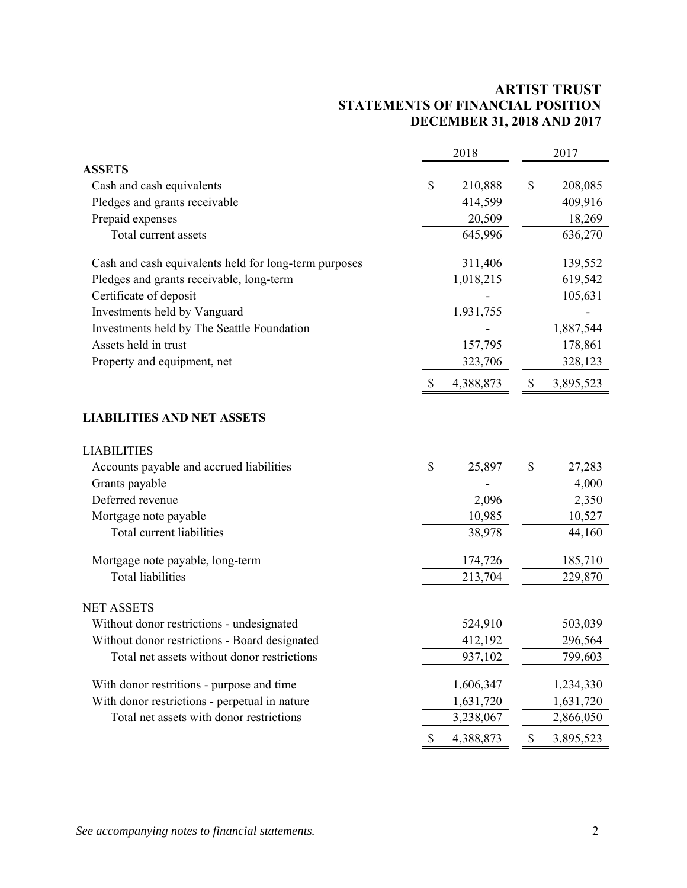# ARTIST TRUST
## STATEMENTS OF FINANCIAL POSITION
### DECEMBER 31, 2018 AND 2017

| | 2018 | 2017 |
|---|---|---|
| **ASSETS** | | |
| Cash and cash equivalents | $ 210,888 | $ 208,085 |
| Pledges and grants receivable | 414,599 | 409,916 |
| Prepaid expenses | 20,509 | 18,269 |
| Total current assets | 645,996 | 636,270 |
| Cash and cash equivalents held for long-term purposes | 311,406 | 139,552 |
| Pledges and grants receivable, long-term | 1,018,215 | 619,542 |
| Certificate of deposit | - | 105,631 |
| Investments held by Vanguard | 1,931,755 | - |
| Investments held by The Seattle Foundation | - | 1,887,544 |
| Assets held in trust | 157,795 | 178,861 |
| Property and equipment, net | 323,706 | 328,123 |
| | $ 4,388,873 | $ 3,895,523 |
| **LIABILITIES AND NET ASSETS** | | |
| LIABILITIES | | |
| Accounts payable and accrued liabilities | $ 25,897 | $ 27,283 |
| Grants payable | - | 4,000 |
| Deferred revenue | 2,096 | 2,350 |
| Mortgage note payable | 10,985 | 10,527 |
| Total current liabilities | 38,978 | 44,160 |
| Mortgage note payable, long-term | 174,726 | 185,710 |
| Total liabilities | 213,704 | 229,870 |
| NET ASSETS | | |
| Without donor restrictions - undesignated | 524,910 | 503,039 |
| Without donor restrictions - Board designated | 412,192 | 296,564 |
| Total net assets without donor restrictions | 937,102 | 799,603 |
| With donor restritions - purpose and time | 1,606,347 | 1,234,330 |
| With donor restrictions - perpetual in nature | 1,631,720 | 1,631,720 |
| Total net assets with donor restrictions | 3,238,067 | 2,866,050 |
| | $ 4,388,873 | $ 3,895,523 |

*See accompanying notes to financial statements.*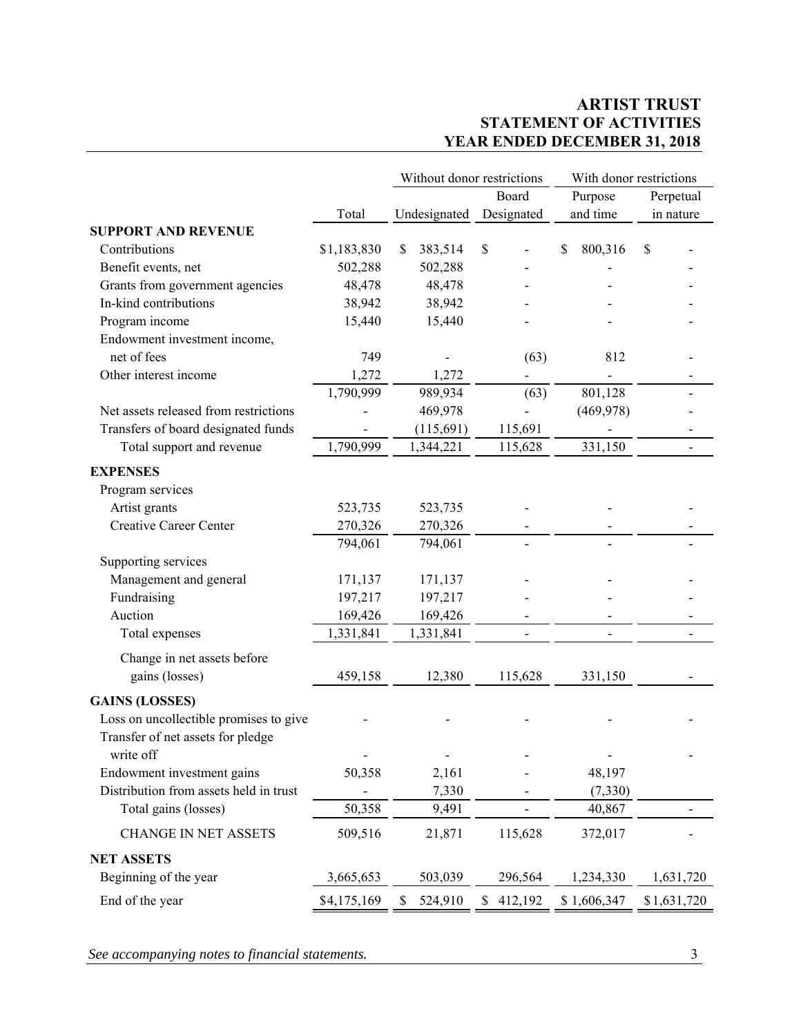# ARTIST TRUST
## STATEMENT OF ACTIVITIES
## YEAR ENDED DECEMBER 31, 2018

| | | Without donor restrictions | | With donor restrictions | |
|---|---|---|---|---|---|
| | Total | Undesignated | Board Designated | Purpose and time | Perpetual in nature |
| **SUPPORT AND REVENUE** | | | | | |
| Contributions | $1,183,830 | $ 383,514 | $ - | $ 800,316 | $ - |
| Benefit events, net | 502,288 | 502,288 | - | - | - |
| Grants from government agencies | 48,478 | 48,478 | - | - | - |
| In-kind contributions | 38,942 | 38,942 | - | - | - |
| Program income | 15,440 | 15,440 | - | - | - |
| Endowment investment income, net of fees | 749 | - | (63) | 812 | - |
| Other interest income | 1,272 | 1,272 | - | - | - |
| | 1,790,999 | 989,934 | (63) | 801,128 | - |
| Net assets released from restrictions | - | 469,978 | - | (469,978) | - |
| Transfers of board designated funds | - | (115,691) | 115,691 | - | - |
| Total support and revenue | 1,790,999 | 1,344,221 | 115,628 | 331,150 | - |
| **EXPENSES** | | | | | |
| Program services | | | | | |
| Artist grants | 523,735 | 523,735 | - | - | - |
| Creative Career Center | 270,326 | 270,326 | - | - | - |
| | 794,061 | 794,061 | - | - | - |
| Supporting services | | | | | |
| Management and general | 171,137 | 171,137 | - | - | - |
| Fundraising | 197,217 | 197,217 | - | - | - |
| Auction | 169,426 | 169,426 | - | - | - |
| Total expenses | 1,331,841 | 1,331,841 | - | - | - |
| Change in net assets before gains (losses) | 459,158 | 12,380 | 115,628 | 331,150 | - |
| **GAINS (LOSSES)** | | | | | |
| Loss on uncollectible promises to give | - | - | - | - | - |
| Transfer of net assets for pledge write off | - | - | - | - | - |
| Endowment investment gains | 50,358 | 2,161 | - | 48,197 | |
| Distribution from assets held in trust | - | 7,330 | - | (7,330) | |
| Total gains (losses) | 50,358 | 9,491 | - | 40,867 | - |
| CHANGE IN NET ASSETS | 509,516 | 21,871 | 115,628 | 372,017 | - |
| **NET ASSETS** | | | | | |
| Beginning of the year | 3,665,653 | 503,039 | 296,564 | 1,234,330 | 1,631,720 |
| End of the year | $4,175,169 | $ 524,910 | $ 412,192 | $ 1,606,347 | $1,631,720 |

*See accompanying notes to financial statements.*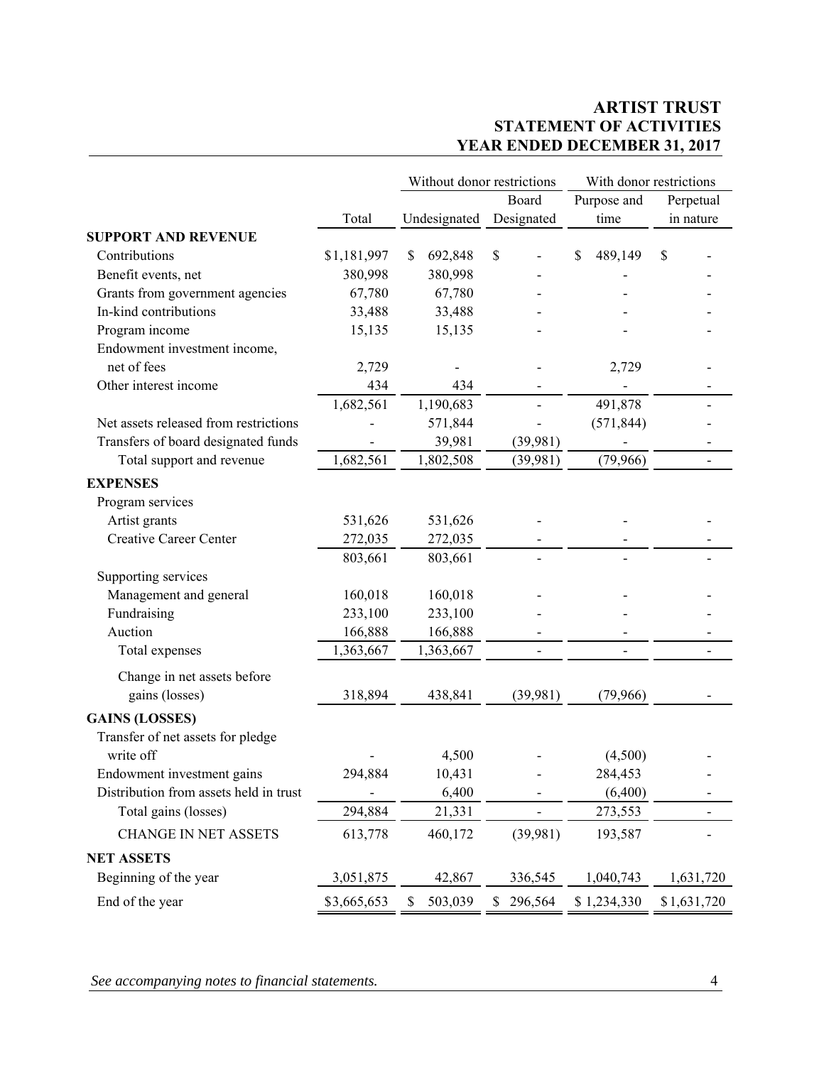# ARTIST TRUST
## STATEMENT OF ACTIVITIES
## YEAR ENDED DECEMBER 31, 2017

| | | Without donor restrictions | | With donor restrictions | |
|---|---|---|---|---|---|
| | Total | Undesignated | Board Designated | Purpose and time | Perpetual in nature |
| **SUPPORT AND REVENUE** | | | | | |
| Contributions | $1,181,997 | $ 692,848 | $ - | $ 489,149 | $ - |
| Benefit events, net | 380,998 | 380,998 | - | - | - |
| Grants from government agencies | 67,780 | 67,780 | - | - | - |
| In-kind contributions | 33,488 | 33,488 | - | - | - |
| Program income | 15,135 | 15,135 | - | - | - |
| Endowment investment income, net of fees | 2,729 | - | - | 2,729 | - |
| Other interest income | 434 | 434 | - | - | - |
| | 1,682,561 | 1,190,683 | - | 491,878 | - |
| Net assets released from restrictions | - | 571,844 | - | (571,844) | - |
| Transfers of board designated funds | - | 39,981 | (39,981) | - | - |
| Total support and revenue | 1,682,561 | 1,802,508 | (39,981) | (79,966) | - |
| **EXPENSES** | | | | | |
| Program services | | | | | |
| Artist grants | 531,626 | 531,626 | - | - | - |
| Creative Career Center | 272,035 | 272,035 | - | - | - |
| | 803,661 | 803,661 | - | - | - |
| Supporting services | | | | | |
| Management and general | 160,018 | 160,018 | - | - | - |
| Fundraising | 233,100 | 233,100 | - | - | - |
| Auction | 166,888 | 166,888 | - | - | - |
| Total expenses | 1,363,667 | 1,363,667 | - | - | - |
| Change in net assets before gains (losses) | 318,894 | 438,841 | (39,981) | (79,966) | - |
| **GAINS (LOSSES)** | | | | | |
| Transfer of net assets for pledge write off | - | 4,500 | - | (4,500) | - |
| Endowment investment gains | 294,884 | 10,431 | - | 284,453 | - |
| Distribution from assets held in trust | - | 6,400 | - | (6,400) | - |
| Total gains (losses) | 294,884 | 21,331 | - | 273,553 | - |
| CHANGE IN NET ASSETS | 613,778 | 460,172 | (39,981) | 193,587 | - |
| **NET ASSETS** | | | | | |
| Beginning of the year | 3,051,875 | 42,867 | 336,545 | 1,040,743 | 1,631,720 |
| End of the year | $3,665,653 | $ 503,039 | $ 296,564 | $ 1,234,330 | $1,631,720 |

*See accompanying notes to financial statements.*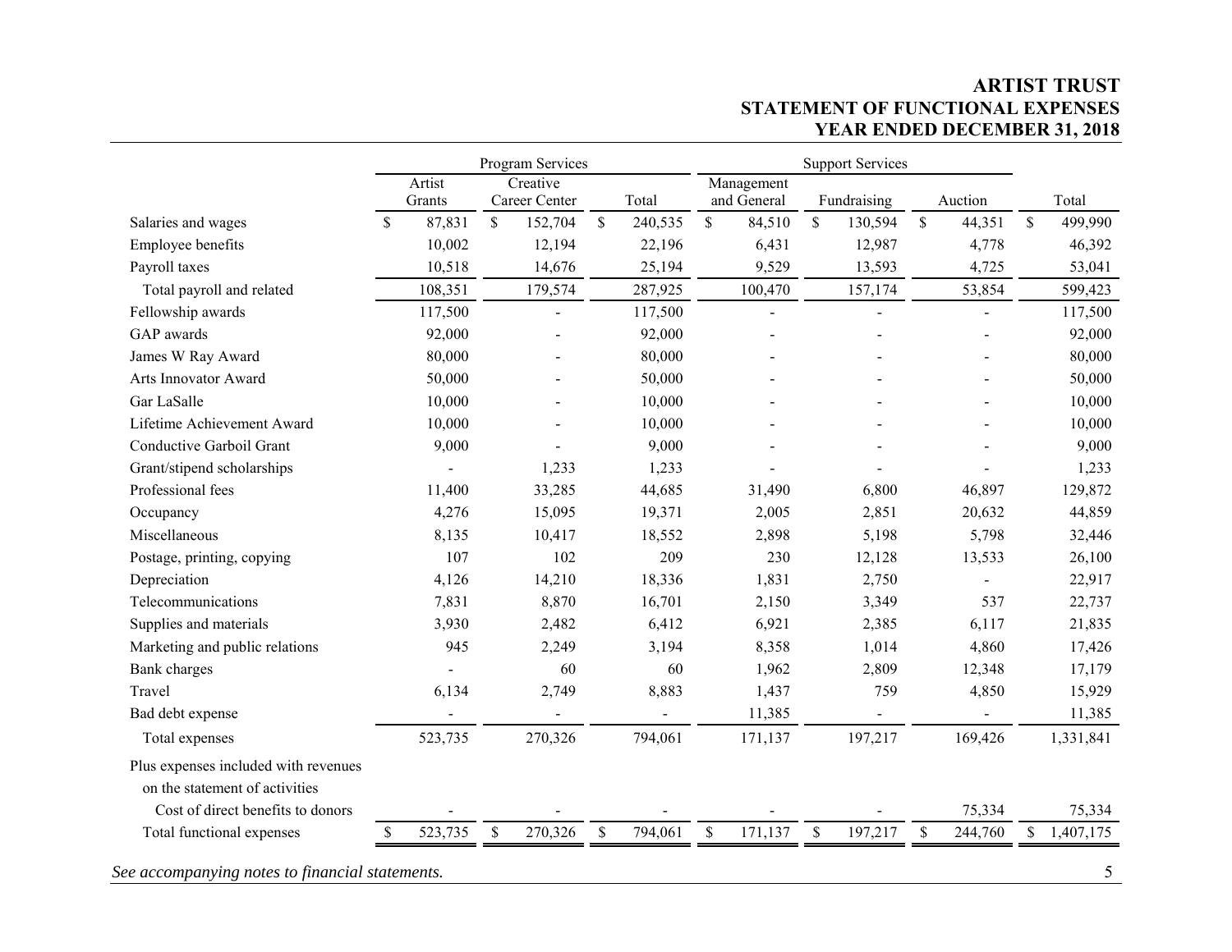# ARTIST TRUST
## STATEMENT OF FUNCTIONAL EXPENSES
### YEAR ENDED DECEMBER 31, 2018

| | Program Services | | | Support Services | | | |
|---|---|---|---|---|---|---|---|
| | Artist Grants | Creative Career Center | Total | Management and General | Fundraising | Auction | Total |
| Salaries and wages | $ 87,831 | $ 152,704 | $ 240,535 | $ 84,510 | $ 130,594 | $ 44,351 | $ 499,990 |
| Employee benefits | 10,002 | 12,194 | 22,196 | 6,431 | 12,987 | 4,778 | 46,392 |
| Payroll taxes | 10,518 | 14,676 | 25,194 | 9,529 | 13,593 | 4,725 | 53,041 |
| Total payroll and related | 108,351 | 179,574 | 287,925 | 100,470 | 157,174 | 53,854 | 599,423 |
| Fellowship awards | 117,500 | - | 117,500 | - | - | - | 117,500 |
| GAP awards | 92,000 | - | 92,000 | - | - | - | 92,000 |
| James W Ray Award | 80,000 | - | 80,000 | - | - | - | 80,000 |
| Arts Innovator Award | 50,000 | - | 50,000 | - | - | - | 50,000 |
| Gar LaSalle | 10,000 | - | 10,000 | - | - | - | 10,000 |
| Lifetime Achievement Award | 10,000 | - | 10,000 | - | - | - | 10,000 |
| Conductive Garboil Grant | 9,000 | - | 9,000 | - | - | - | 9,000 |
| Grant/stipend scholarships | - | 1,233 | 1,233 | - | - | - | 1,233 |
| Professional fees | 11,400 | 33,285 | 44,685 | 31,490 | 6,800 | 46,897 | 129,872 |
| Occupancy | 4,276 | 15,095 | 19,371 | 2,005 | 2,851 | 20,632 | 44,859 |
| Miscellaneous | 8,135 | 10,417 | 18,552 | 2,898 | 5,198 | 5,798 | 32,446 |
| Postage, printing, copying | 107 | 102 | 209 | 230 | 12,128 | 13,533 | 26,100 |
| Depreciation | 4,126 | 14,210 | 18,336 | 1,831 | 2,750 | - | 22,917 |
| Telecommunications | 7,831 | 8,870 | 16,701 | 2,150 | 3,349 | 537 | 22,737 |
| Supplies and materials | 3,930 | 2,482 | 6,412 | 6,921 | 2,385 | 6,117 | 21,835 |
| Marketing and public relations | 945 | 2,249 | 3,194 | 8,358 | 1,014 | 4,860 | 17,426 |
| Bank charges | - | 60 | 60 | 1,962 | 2,809 | 12,348 | 17,179 |
| Travel | 6,134 | 2,749 | 8,883 | 1,437 | 759 | 4,850 | 15,929 |
| Bad debt expense | - | - | - | 11,385 | - | - | 11,385 |
| Total expenses | 523,735 | 270,326 | 794,061 | 171,137 | 197,217 | 169,426 | 1,331,841 |
| Plus expenses included with revenues on the statement of activities | | | | | | | |
| Cost of direct benefits to donors | - | - | - | - | - | 75,334 | 75,334 |
| Total functional expenses | $ 523,735 | $ 270,326 | $ 794,061 | $ 171,137 | $ 197,217 | $ 244,760 | $ 1,407,175 |

*See accompanying notes to financial statements.*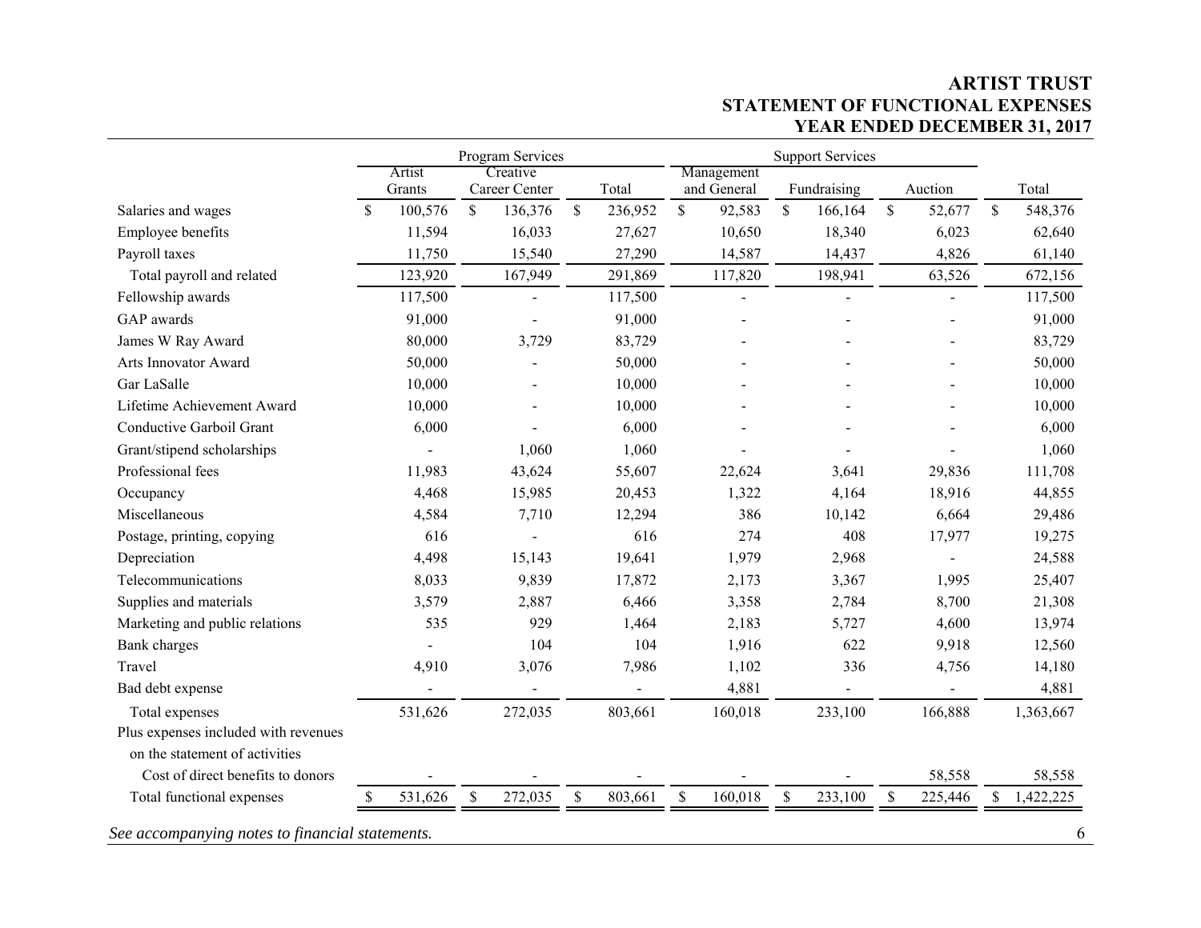# ARTIST TRUST
## STATEMENT OF FUNCTIONAL EXPENSES
### YEAR ENDED DECEMBER 31, 2017

| | Program Services | | | Support Services | | | |
|---|---|---|---|---|---|---|---|
| | Artist Grants | Creative Career Center | Total | Management and General | Fundraising | Auction | Total |
| Salaries and wages | $ 100,576 | $ 136,376 | $ 236,952 | $ 92,583 | $ 166,164 | $ 52,677 | $ 548,376 |
| Employee benefits | 11,594 | 16,033 | 27,627 | 10,650 | 18,340 | 6,023 | 62,640 |
| Payroll taxes | 11,750 | 15,540 | 27,290 | 14,587 | 14,437 | 4,826 | 61,140 |
| Total payroll and related | 123,920 | 167,949 | 291,869 | 117,820 | 198,941 | 63,526 | 672,156 |
| Fellowship awards | 117,500 | - | 117,500 | - | - | - | 117,500 |
| GAP awards | 91,000 | - | 91,000 | - | - | - | 91,000 |
| James W Ray Award | 80,000 | 3,729 | 83,729 | - | - | - | 83,729 |
| Arts Innovator Award | 50,000 | - | 50,000 | - | - | - | 50,000 |
| Gar LaSalle | 10,000 | - | 10,000 | - | - | - | 10,000 |
| Lifetime Achievement Award | 10,000 | - | 10,000 | - | - | - | 10,000 |
| Conductive Garboil Grant | 6,000 | - | 6,000 | - | - | - | 6,000 |
| Grant/stipend scholarships | - | 1,060 | 1,060 | - | - | - | 1,060 |
| Professional fees | 11,983 | 43,624 | 55,607 | 22,624 | 3,641 | 29,836 | 111,708 |
| Occupancy | 4,468 | 15,985 | 20,453 | 1,322 | 4,164 | 18,916 | 44,855 |
| Miscellaneous | 4,584 | 7,710 | 12,294 | 386 | 10,142 | 6,664 | 29,486 |
| Postage, printing, copying | 616 | - | 616 | 274 | 408 | 17,977 | 19,275 |
| Depreciation | 4,498 | 15,143 | 19,641 | 1,979 | 2,968 | - | 24,588 |
| Telecommunications | 8,033 | 9,839 | 17,872 | 2,173 | 3,367 | 1,995 | 25,407 |
| Supplies and materials | 3,579 | 2,887 | 6,466 | 3,358 | 2,784 | 8,700 | 21,308 |
| Marketing and public relations | 535 | 929 | 1,464 | 2,183 | 5,727 | 4,600 | 13,974 |
| Bank charges | - | 104 | 104 | 1,916 | 622 | 9,918 | 12,560 |
| Travel | 4,910 | 3,076 | 7,986 | 1,102 | 336 | 4,756 | 14,180 |
| Bad debt expense | - | - | - | 4,881 | - | - | 4,881 |
| Total expenses | 531,626 | 272,035 | 803,661 | 160,018 | 233,100 | 166,888 | 1,363,667 |
| Plus expenses included with revenues on the statement of activities | | | | | | | |
| Cost of direct benefits to donors | - | - | - | - | - | 58,558 | 58,558 |
| Total functional expenses | $ 531,626 | $ 272,035 | $ 803,661 | $ 160,018 | $ 233,100 | $ 225,446 | $ 1,422,225 |

*See accompanying notes to financial statements.*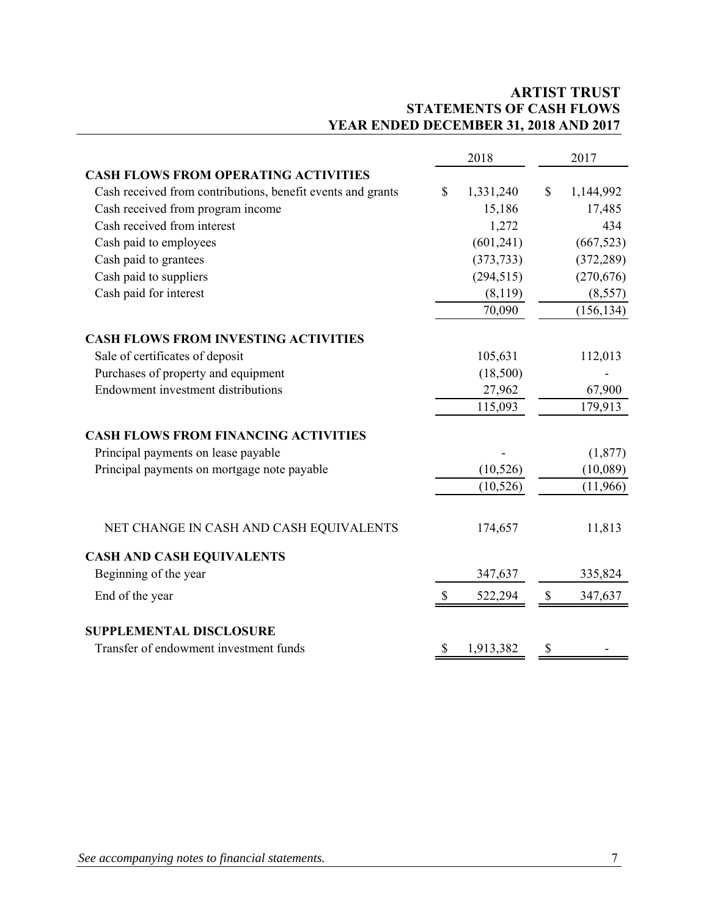# ARTIST TRUST
## STATEMENTS OF CASH FLOWS
## YEAR ENDED DECEMBER 31, 2018 AND 2017

| | 2018 | 2017 |
|---|---|---|
| **CASH FLOWS FROM OPERATING ACTIVITIES** | | |
| Cash received from contributions, benefit events and grants | $ 1,331,240 | $ 1,144,992 |
| Cash received from program income | 15,186 | 17,485 |
| Cash received from interest | 1,272 | 434 |
| Cash paid to employees | (601,241) | (667,523) |
| Cash paid to grantees | (373,733) | (372,289) |
| Cash paid to suppliers | (294,515) | (270,676) |
| Cash paid for interest | (8,119) | (8,557) |
| | 70,090 | (156,134) |
| **CASH FLOWS FROM INVESTING ACTIVITIES** | | |
| Sale of certificates of deposit | 105,631 | 112,013 |
| Purchases of property and equipment | (18,500) | - |
| Endowment investment distributions | 27,962 | 67,900 |
| | 115,093 | 179,913 |
| **CASH FLOWS FROM FINANCING ACTIVITIES** | | |
| Principal payments on lease payable | - | (1,877) |
| Principal payments on mortgage note payable | (10,526) | (10,089) |
| | (10,526) | (11,966) |
| NET CHANGE IN CASH AND CASH EQUIVALENTS | 174,657 | 11,813 |
| **CASH AND CASH EQUIVALENTS** | | |
| Beginning of the year | 347,637 | 335,824 |
| End of the year | $ 522,294 | $ 347,637 |
| **SUPPLEMENTAL DISCLOSURE** | | |
| Transfer of endowment investment funds | $ 1,913,382 | $ - |

*See accompanying notes to financial statements.*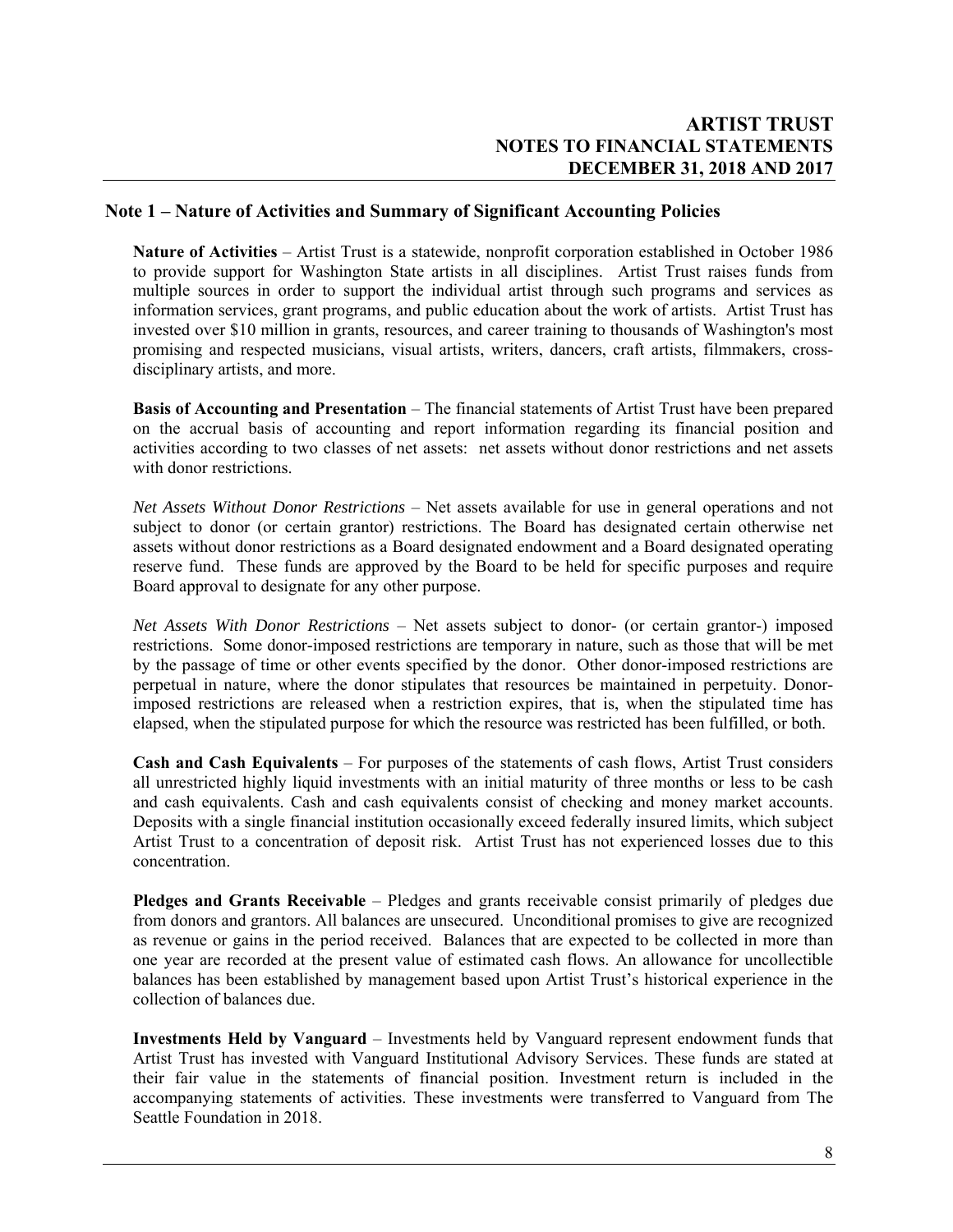## Note 1 – Nature of Activities and Summary of Significant Accounting Policies

**Nature of Activities** – Artist Trust is a statewide, nonprofit corporation established in October 1986 to provide support for Washington State artists in all disciplines. Artist Trust raises funds from multiple sources in order to support the individual artist through such programs and services as information services, grant programs, and public education about the work of artists. Artist Trust has invested over $10 million in grants, resources, and career training to thousands of Washington's most promising and respected musicians, visual artists, writers, dancers, craft artists, filmmakers, cross-disciplinary artists, and more.

**Basis of Accounting and Presentation** – The financial statements of Artist Trust have been prepared on the accrual basis of accounting and report information regarding its financial position and activities according to two classes of net assets: net assets without donor restrictions and net assets with donor restrictions.

*Net Assets Without Donor Restrictions* – Net assets available for use in general operations and not subject to donor (or certain grantor) restrictions. The Board has designated certain otherwise net assets without donor restrictions as a Board designated endowment and a Board designated operating reserve fund. These funds are approved by the Board to be held for specific purposes and require Board approval to designate for any other purpose.

*Net Assets With Donor Restrictions* – Net assets subject to donor- (or certain grantor-) imposed restrictions. Some donor-imposed restrictions are temporary in nature, such as those that will be met by the passage of time or other events specified by the donor. Other donor-imposed restrictions are perpetual in nature, where the donor stipulates that resources be maintained in perpetuity. Donor-imposed restrictions are released when a restriction expires, that is, when the stipulated time has elapsed, when the stipulated purpose for which the resource was restricted has been fulfilled, or both.

**Cash and Cash Equivalents** – For purposes of the statements of cash flows, Artist Trust considers all unrestricted highly liquid investments with an initial maturity of three months or less to be cash and cash equivalents. Cash and cash equivalents consist of checking and money market accounts. Deposits with a single financial institution occasionally exceed federally insured limits, which subject Artist Trust to a concentration of deposit risk. Artist Trust has not experienced losses due to this concentration.

**Pledges and Grants Receivable** – Pledges and grants receivable consist primarily of pledges due from donors and grantors. All balances are unsecured. Unconditional promises to give are recognized as revenue or gains in the period received. Balances that are expected to be collected in more than one year are recorded at the present value of estimated cash flows. An allowance for uncollectible balances has been established by management based upon Artist Trust's historical experience in the collection of balances due.

**Investments Held by Vanguard** – Investments held by Vanguard represent endowment funds that Artist Trust has invested with Vanguard Institutional Advisory Services. These funds are stated at their fair value in the statements of financial position. Investment return is included in the accompanying statements of activities. These investments were transferred to Vanguard from The Seattle Foundation in 2018.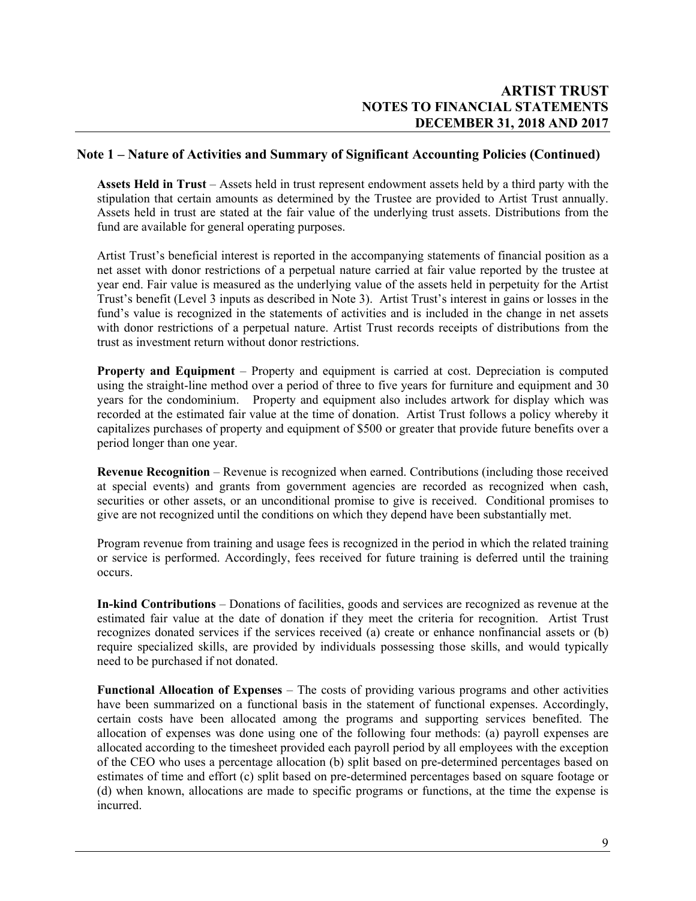## Note 1 – Nature of Activities and Summary of Significant Accounting Policies (Continued)

**Assets Held in Trust** – Assets held in trust represent endowment assets held by a third party with the stipulation that certain amounts as determined by the Trustee are provided to Artist Trust annually. Assets held in trust are stated at the fair value of the underlying trust assets. Distributions from the fund are available for general operating purposes.

Artist Trust's beneficial interest is reported in the accompanying statements of financial position as a net asset with donor restrictions of a perpetual nature carried at fair value reported by the trustee at year end. Fair value is measured as the underlying value of the assets held in perpetuity for the Artist Trust's benefit (Level 3 inputs as described in Note 3). Artist Trust's interest in gains or losses in the fund's value is recognized in the statements of activities and is included in the change in net assets with donor restrictions of a perpetual nature. Artist Trust records receipts of distributions from the trust as investment return without donor restrictions.

**Property and Equipment** – Property and equipment is carried at cost. Depreciation is computed using the straight-line method over a period of three to five years for furniture and equipment and 30 years for the condominium. Property and equipment also includes artwork for display which was recorded at the estimated fair value at the time of donation. Artist Trust follows a policy whereby it capitalizes purchases of property and equipment of $500 or greater that provide future benefits over a period longer than one year.

**Revenue Recognition** – Revenue is recognized when earned. Contributions (including those received at special events) and grants from government agencies are recorded as recognized when cash, securities or other assets, or an unconditional promise to give is received. Conditional promises to give are not recognized until the conditions on which they depend have been substantially met.

Program revenue from training and usage fees is recognized in the period in which the related training or service is performed. Accordingly, fees received for future training is deferred until the training occurs.

**In-kind Contributions** – Donations of facilities, goods and services are recognized as revenue at the estimated fair value at the date of donation if they meet the criteria for recognition. Artist Trust recognizes donated services if the services received (a) create or enhance nonfinancial assets or (b) require specialized skills, are provided by individuals possessing those skills, and would typically need to be purchased if not donated.

**Functional Allocation of Expenses** – The costs of providing various programs and other activities have been summarized on a functional basis in the statement of functional expenses. Accordingly, certain costs have been allocated among the programs and supporting services benefited. The allocation of expenses was done using one of the following four methods: (a) payroll expenses are allocated according to the timesheet provided each payroll period by all employees with the exception of the CEO who uses a percentage allocation (b) split based on pre-determined percentages based on estimates of time and effort (c) split based on pre-determined percentages based on square footage or (d) when known, allocations are made to specific programs or functions, at the time the expense is incurred.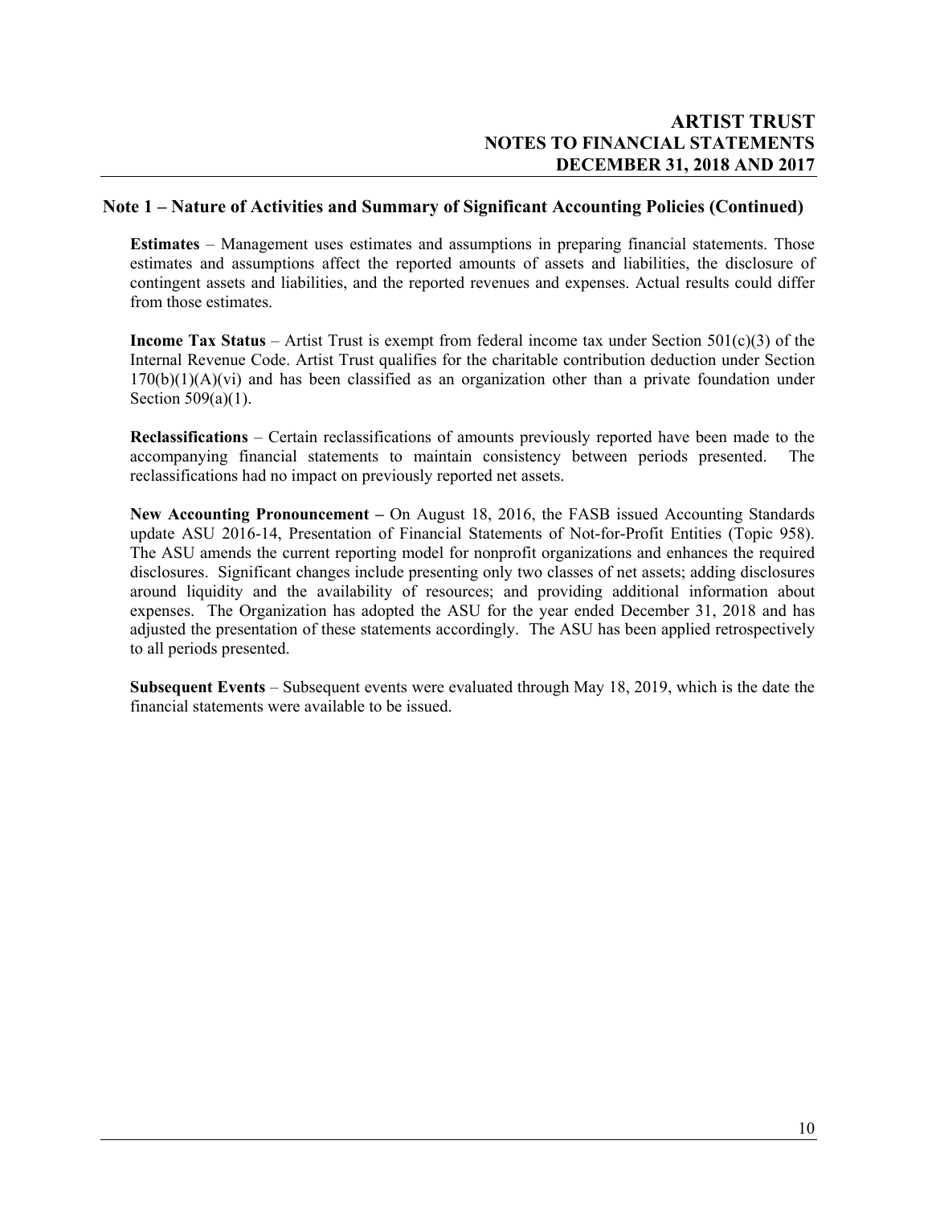## Note 1 – Nature of Activities and Summary of Significant Accounting Policies (Continued)

**Estimates** – Management uses estimates and assumptions in preparing financial statements. Those estimates and assumptions affect the reported amounts of assets and liabilities, the disclosure of contingent assets and liabilities, and the reported revenues and expenses. Actual results could differ from those estimates.

**Income Tax Status** – Artist Trust is exempt from federal income tax under Section 501(c)(3) of the Internal Revenue Code. Artist Trust qualifies for the charitable contribution deduction under Section 170(b)(1)(A)(vi) and has been classified as an organization other than a private foundation under Section 509(a)(1).

**Reclassifications** – Certain reclassifications of amounts previously reported have been made to the accompanying financial statements to maintain consistency between periods presented. The reclassifications had no impact on previously reported net assets.

**New Accounting Pronouncement –** On August 18, 2016, the FASB issued Accounting Standards update ASU 2016-14, Presentation of Financial Statements of Not-for-Profit Entities (Topic 958). The ASU amends the current reporting model for nonprofit organizations and enhances the required disclosures. Significant changes include presenting only two classes of net assets; adding disclosures around liquidity and the availability of resources; and providing additional information about expenses. The Organization has adopted the ASU for the year ended December 31, 2018 and has adjusted the presentation of these statements accordingly. The ASU has been applied retrospectively to all periods presented.

**Subsequent Events** – Subsequent events were evaluated through May 18, 2019, which is the date the financial statements were available to be issued.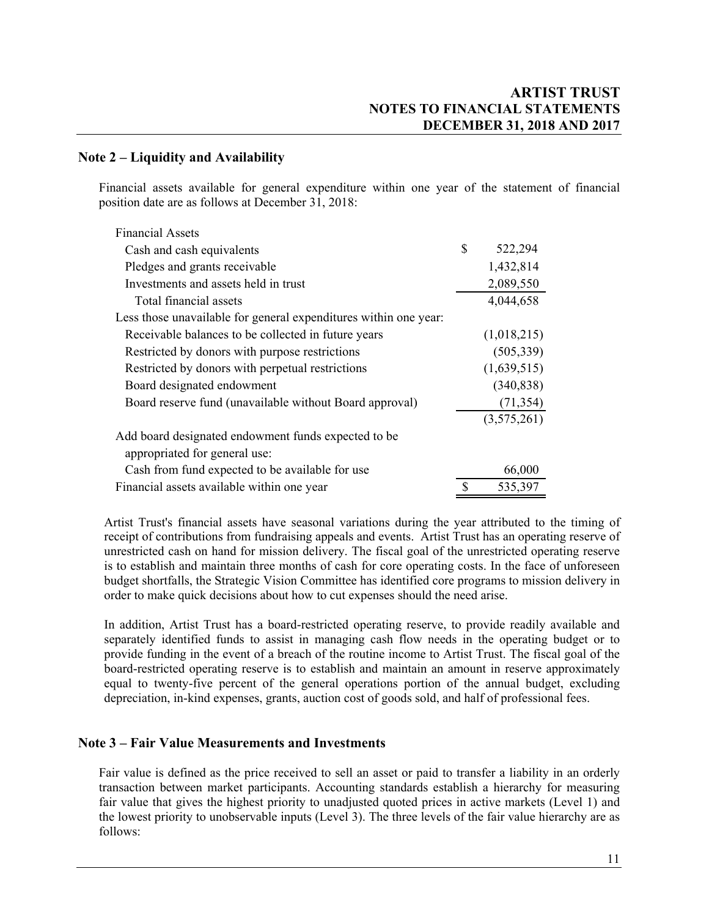## Note 2 – Liquidity and Availability

Financial assets available for general expenditure within one year of the statement of financial position date are as follows at December 31, 2018:

| | |
|---|---|
| Financial Assets | |
| Cash and cash equivalents | $ 522,294 |
| Pledges and grants receivable | 1,432,814 |
| Investments and assets held in trust | 2,089,550 |
| Total financial assets | 4,044,658 |
| Less those unavailable for general expenditures within one year: | |
| Receivable balances to be collected in future years | (1,018,215) |
| Restricted by donors with purpose restrictions | (505,339) |
| Restricted by donors with perpetual restrictions | (1,639,515) |
| Board designated endowment | (340,838) |
| Board reserve fund (unavailable without Board approval) | (71,354) |
| | (3,575,261) |
| Add board designated endowment funds expected to be appropriated for general use: | |
| Cash from fund expected to be available for use | 66,000 |
| Financial assets available within one year | $ 535,397 |

Artist Trust's financial assets have seasonal variations during the year attributed to the timing of receipt of contributions from fundraising appeals and events. Artist Trust has an operating reserve of unrestricted cash on hand for mission delivery. The fiscal goal of the unrestricted operating reserve is to establish and maintain three months of cash for core operating costs. In the face of unforeseen budget shortfalls, the Strategic Vision Committee has identified core programs to mission delivery in order to make quick decisions about how to cut expenses should the need arise.

In addition, Artist Trust has a board-restricted operating reserve, to provide readily available and separately identified funds to assist in managing cash flow needs in the operating budget or to provide funding in the event of a breach of the routine income to Artist Trust. The fiscal goal of the board-restricted operating reserve is to establish and maintain an amount in reserve approximately equal to twenty-five percent of the general operations portion of the annual budget, excluding depreciation, in-kind expenses, grants, auction cost of goods sold, and half of professional fees.

## Note 3 – Fair Value Measurements and Investments

Fair value is defined as the price received to sell an asset or paid to transfer a liability in an orderly transaction between market participants. Accounting standards establish a hierarchy for measuring fair value that gives the highest priority to unadjusted quoted prices in active markets (Level 1) and the lowest priority to unobservable inputs (Level 3). The three levels of the fair value hierarchy are as follows: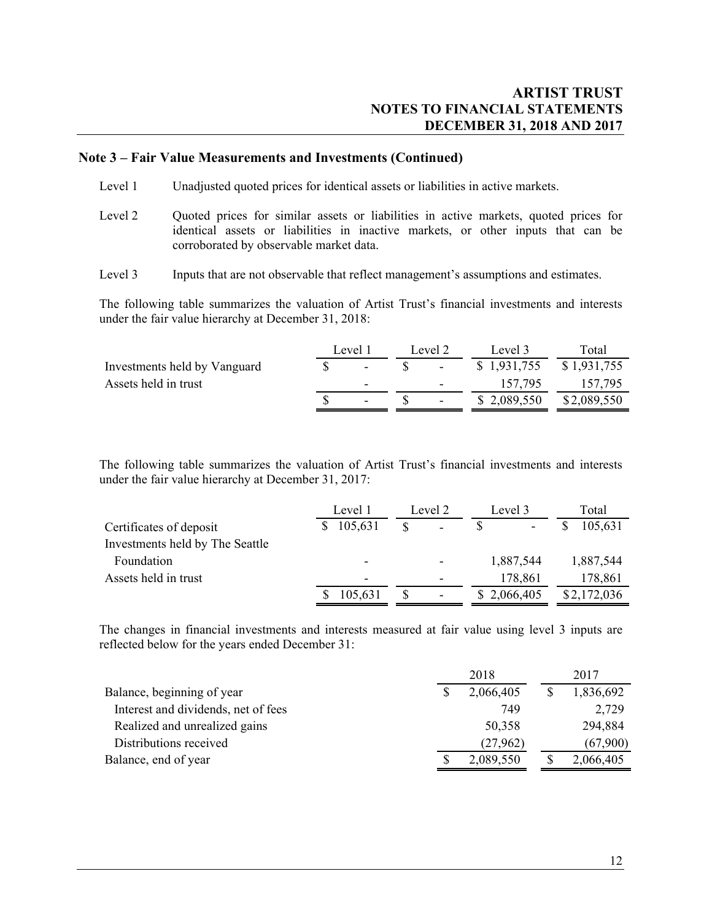## Note 3 – Fair Value Measurements and Investments (Continued)

Level 1 Unadjusted quoted prices for identical assets or liabilities in active markets.

Level 2 Quoted prices for similar assets or liabilities in active markets, quoted prices for identical assets or liabilities in inactive markets, or other inputs that can be corroborated by observable market data.

Level 3 Inputs that are not observable that reflect management's assumptions and estimates.

The following table summarizes the valuation of Artist Trust's financial investments and interests under the fair value hierarchy at December 31, 2018:

| | Level 1 | Level 2 | Level 3 | Total |
|---|---|---|---|---|
| Investments held by Vanguard | $ - | $ - | $ 1,931,755 | $ 1,931,755 |
| Assets held in trust | - | - | 157,795 | 157,795 |
| | $ - | $ - | $ 2,089,550 | $ 2,089,550 |

The following table summarizes the valuation of Artist Trust's financial investments and interests under the fair value hierarchy at December 31, 2017:

| | Level 1 | Level 2 | Level 3 | Total |
|---|---|---|---|---|
| Certificates of deposit | $ 105,631 | $ - | $ - | $ 105,631 |
| Investments held by The Seattle Foundation | - | - | 1,887,544 | 1,887,544 |
| Assets held in trust | - | - | 178,861 | 178,861 |
| | $ 105,631 | $ - | $ 2,066,405 | $ 2,172,036 |

The changes in financial investments and interests measured at fair value using level 3 inputs are reflected below for the years ended December 31:

| | 2018 | 2017 |
|---|---|---|
| Balance, beginning of year | $ 2,066,405 | $ 1,836,692 |
| Interest and dividends, net of fees | 749 | 2,729 |
| Realized and unrealized gains | 50,358 | 294,884 |
| Distributions received | (27,962) | (67,900) |
| Balance, end of year | $ 2,089,550 | $ 2,066,405 |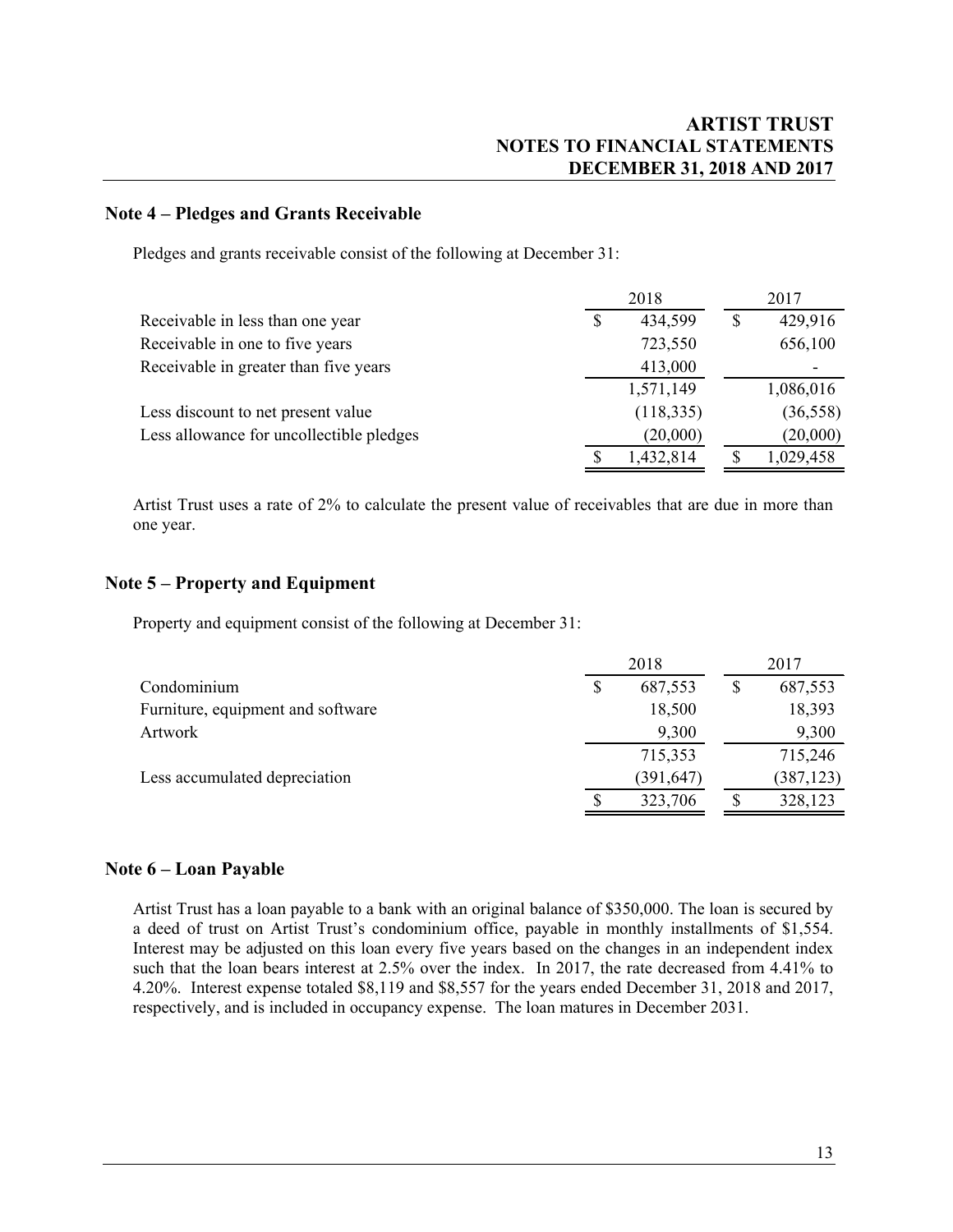## Note 4 – Pledges and Grants Receivable

Pledges and grants receivable consist of the following at December 31:

| | 2018 | 2017 |
|---|---|---|
| Receivable in less than one year | $ 434,599 | $ 429,916 |
| Receivable in one to five years | 723,550 | 656,100 |
| Receivable in greater than five years | 413,000 | - |
| | 1,571,149 | 1,086,016 |
| Less discount to net present value | (118,335) | (36,558) |
| Less allowance for uncollectible pledges | (20,000) | (20,000) |
| | $ 1,432,814 | $ 1,029,458 |

Artist Trust uses a rate of 2% to calculate the present value of receivables that are due in more than one year.

## Note 5 – Property and Equipment

Property and equipment consist of the following at December 31:

| | 2018 | 2017 |
|---|---|---|
| Condominium | $ 687,553 | $ 687,553 |
| Furniture, equipment and software | 18,500 | 18,393 |
| Artwork | 9,300 | 9,300 |
| | 715,353 | 715,246 |
| Less accumulated depreciation | (391,647) | (387,123) |
| | $ 323,706 | $ 328,123 |

## Note 6 – Loan Payable

Artist Trust has a loan payable to a bank with an original balance of $350,000. The loan is secured by a deed of trust on Artist Trust's condominium office, payable in monthly installments of $1,554. Interest may be adjusted on this loan every five years based on the changes in an independent index such that the loan bears interest at 2.5% over the index. In 2017, the rate decreased from 4.41% to 4.20%. Interest expense totaled $8,119 and $8,557 for the years ended December 31, 2018 and 2017, respectively, and is included in occupancy expense. The loan matures in December 2031.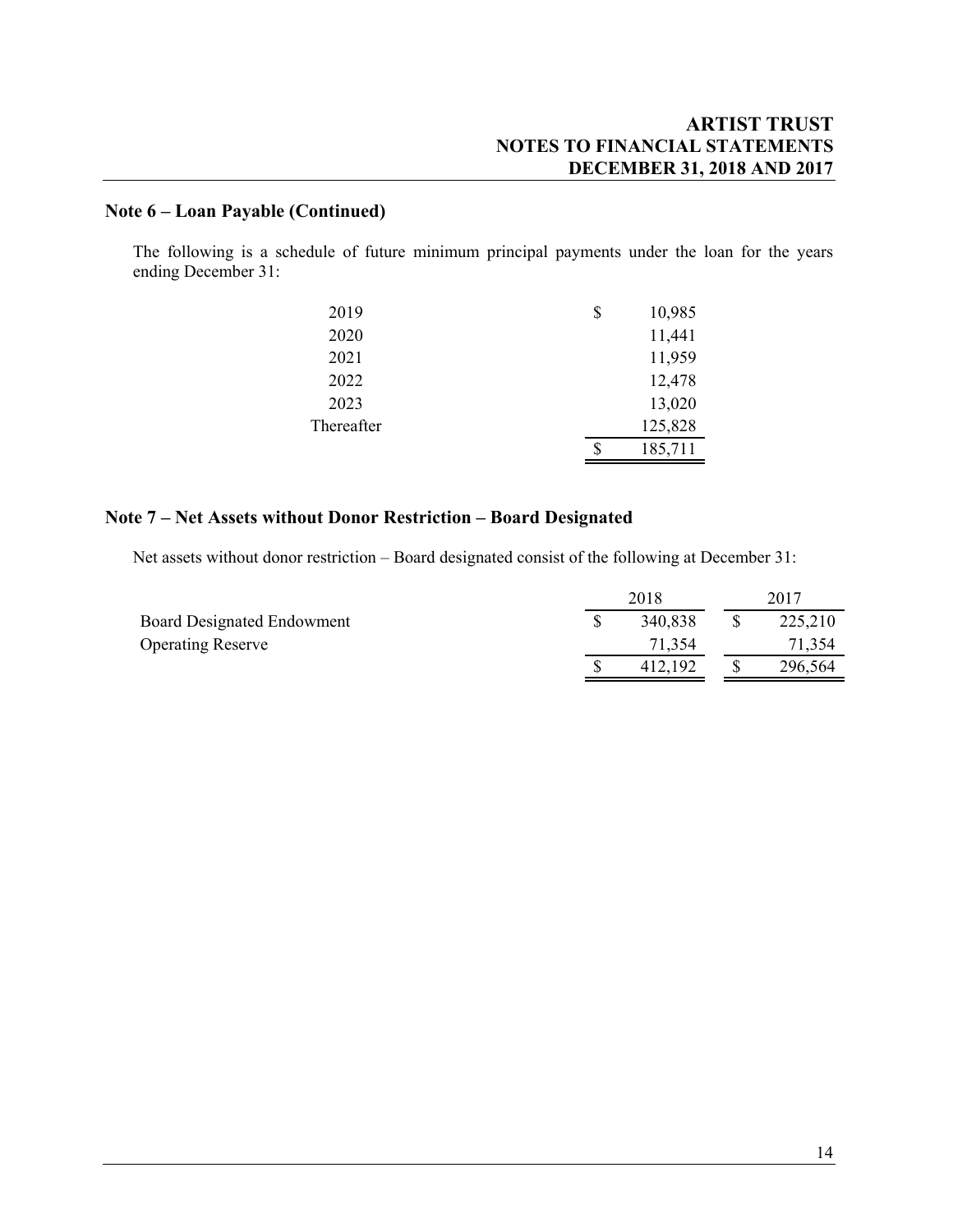## Note 6 – Loan Payable (Continued)

The following is a schedule of future minimum principal payments under the loan for the years ending December 31:

| | |
|---|---|
| 2019 | $ 10,985 |
| 2020 | 11,441 |
| 2021 | 11,959 |
| 2022 | 12,478 |
| 2023 | 13,020 |
| Thereafter | 125,828 |
| | $ 185,711 |

## Note 7 – Net Assets without Donor Restriction – Board Designated

Net assets without donor restriction – Board designated consist of the following at December 31:

| | 2018 | 2017 |
|---|---|---|
| Board Designated Endowment | $ 340,838 | $ 225,210 |
| Operating Reserve | 71,354 | 71,354 |
| | $ 412,192 | $ 296,564 |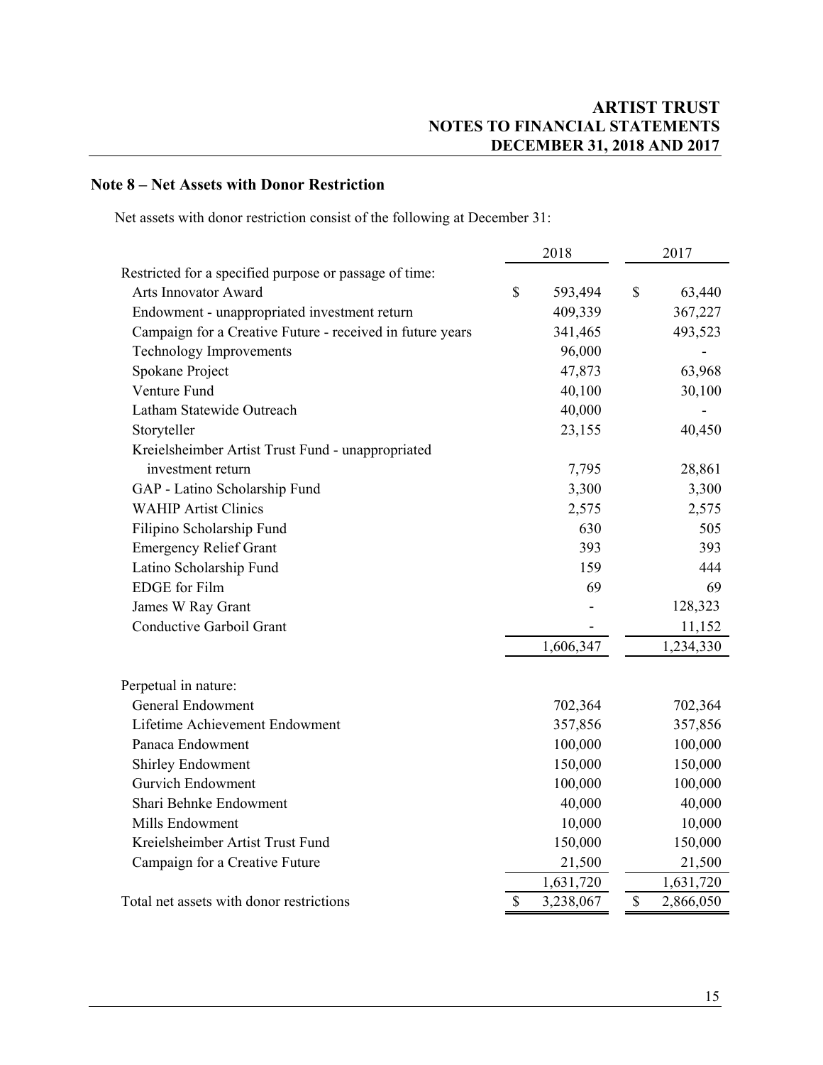## Note 8 – Net Assets with Donor Restriction

Net assets with donor restriction consist of the following at December 31:

| | 2018 | 2017 |
|---|---|---|
| Restricted for a specified purpose or passage of time: | | |
| Arts Innovator Award | $ 593,494 | $ 63,440 |
| Endowment - unappropriated investment return | 409,339 | 367,227 |
| Campaign for a Creative Future - received in future years | 341,465 | 493,523 |
| Technology Improvements | 96,000 | - |
| Spokane Project | 47,873 | 63,968 |
| Venture Fund | 40,100 | 30,100 |
| Latham Statewide Outreach | 40,000 | - |
| Storyteller | 23,155 | 40,450 |
| Kreielsheimber Artist Trust Fund - unappropriated investment return | 7,795 | 28,861 |
| GAP - Latino Scholarship Fund | 3,300 | 3,300 |
| WAHIP Artist Clinics | 2,575 | 2,575 |
| Filipino Scholarship Fund | 630 | 505 |
| Emergency Relief Grant | 393 | 393 |
| Latino Scholarship Fund | 159 | 444 |
| EDGE for Film | 69 | 69 |
| James W Ray Grant | - | 128,323 |
| Conductive Garboil Grant | - | 11,152 |
| | 1,606,347 | 1,234,330 |
| Perpetual in nature: | | |
| General Endowment | 702,364 | 702,364 |
| Lifetime Achievement Endowment | 357,856 | 357,856 |
| Panaca Endowment | 100,000 | 100,000 |
| Shirley Endowment | 150,000 | 150,000 |
| Gurvich Endowment | 100,000 | 100,000 |
| Shari Behnke Endowment | 40,000 | 40,000 |
| Mills Endowment | 10,000 | 10,000 |
| Kreielsheimber Artist Trust Fund | 150,000 | 150,000 |
| Campaign for a Creative Future | 21,500 | 21,500 |
| | 1,631,720 | 1,631,720 |
| Total net assets with donor restrictions | $ 3,238,067 | $ 2,866,050 |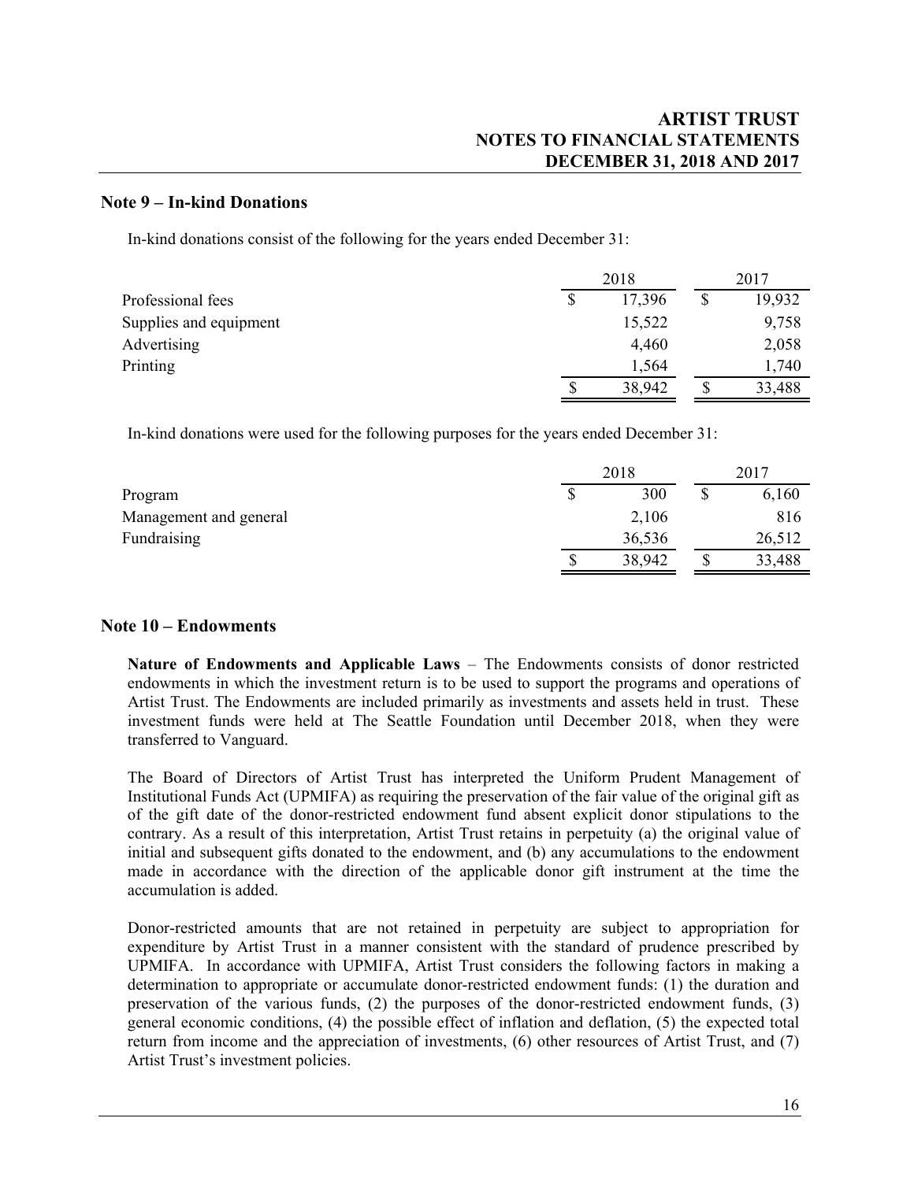## Note 9 – In-kind Donations

In-kind donations consist of the following for the years ended December 31:

| | 2018 | 2017 |
|---|---|---|
| Professional fees | $ 17,396 | $ 19,932 |
| Supplies and equipment | 15,522 | 9,758 |
| Advertising | 4,460 | 2,058 |
| Printing | 1,564 | 1,740 |
| | $ 38,942 | $ 33,488 |

In-kind donations were used for the following purposes for the years ended December 31:

| | 2018 | 2017 |
|---|---|---|
| Program | $ 300 | $ 6,160 |
| Management and general | 2,106 | 816 |
| Fundraising | 36,536 | 26,512 |
| | $ 38,942 | $ 33,488 |

## Note 10 – Endowments

**Nature of Endowments and Applicable Laws** – The Endowments consists of donor restricted endowments in which the investment return is to be used to support the programs and operations of Artist Trust. The Endowments are included primarily as investments and assets held in trust. These investment funds were held at The Seattle Foundation until December 2018, when they were transferred to Vanguard.

The Board of Directors of Artist Trust has interpreted the Uniform Prudent Management of Institutional Funds Act (UPMIFA) as requiring the preservation of the fair value of the original gift as of the gift date of the donor-restricted endowment fund absent explicit donor stipulations to the contrary. As a result of this interpretation, Artist Trust retains in perpetuity (a) the original value of initial and subsequent gifts donated to the endowment, and (b) any accumulations to the endowment made in accordance with the direction of the applicable donor gift instrument at the time the accumulation is added.

Donor-restricted amounts that are not retained in perpetuity are subject to appropriation for expenditure by Artist Trust in a manner consistent with the standard of prudence prescribed by UPMIFA. In accordance with UPMIFA, Artist Trust considers the following factors in making a determination to appropriate or accumulate donor-restricted endowment funds: (1) the duration and preservation of the various funds, (2) the purposes of the donor-restricted endowment funds, (3) general economic conditions, (4) the possible effect of inflation and deflation, (5) the expected total return from income and the appreciation of investments, (6) other resources of Artist Trust, and (7) Artist Trust's investment policies.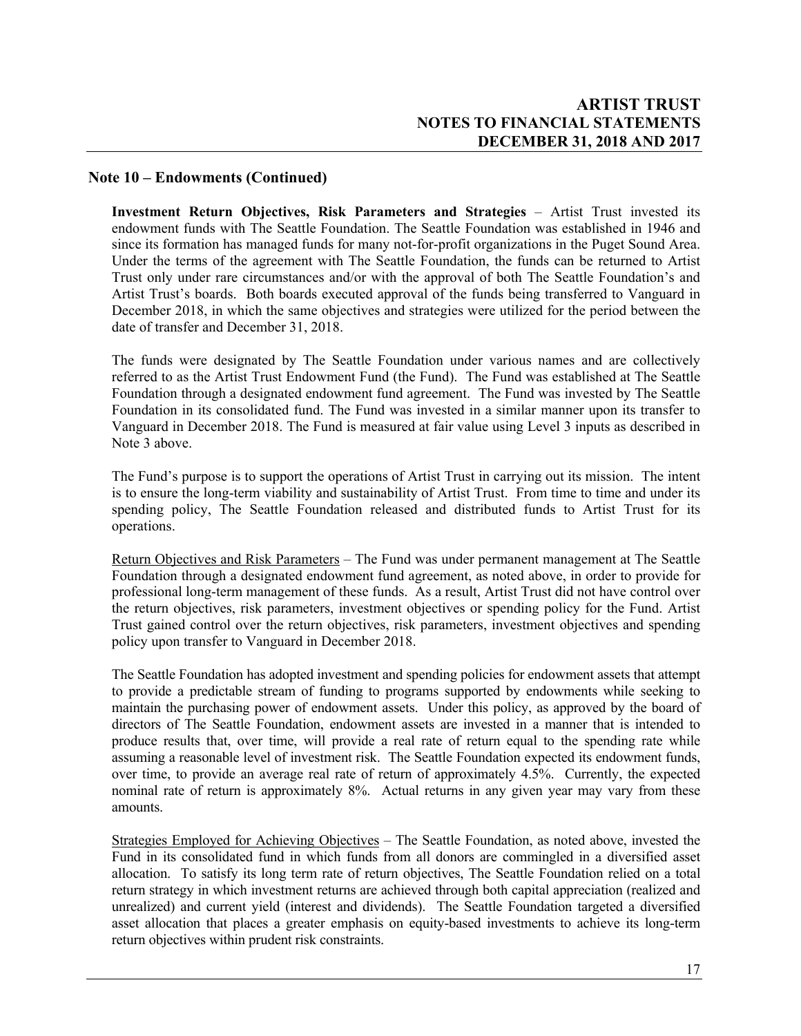## Note 10 – Endowments (Continued)

**Investment Return Objectives, Risk Parameters and Strategies** – Artist Trust invested its endowment funds with The Seattle Foundation. The Seattle Foundation was established in 1946 and since its formation has managed funds for many not-for-profit organizations in the Puget Sound Area. Under the terms of the agreement with The Seattle Foundation, the funds can be returned to Artist Trust only under rare circumstances and/or with the approval of both The Seattle Foundation's and Artist Trust's boards. Both boards executed approval of the funds being transferred to Vanguard in December 2018, in which the same objectives and strategies were utilized for the period between the date of transfer and December 31, 2018.

The funds were designated by The Seattle Foundation under various names and are collectively referred to as the Artist Trust Endowment Fund (the Fund). The Fund was established at The Seattle Foundation through a designated endowment fund agreement. The Fund was invested by The Seattle Foundation in its consolidated fund. The Fund was invested in a similar manner upon its transfer to Vanguard in December 2018. The Fund is measured at fair value using Level 3 inputs as described in Note 3 above.

The Fund's purpose is to support the operations of Artist Trust in carrying out its mission. The intent is to ensure the long-term viability and sustainability of Artist Trust. From time to time and under its spending policy, The Seattle Foundation released and distributed funds to Artist Trust for its operations.

<u>Return Objectives and Risk Parameters</u> – The Fund was under permanent management at The Seattle Foundation through a designated endowment fund agreement, as noted above, in order to provide for professional long-term management of these funds. As a result, Artist Trust did not have control over the return objectives, risk parameters, investment objectives or spending policy for the Fund. Artist Trust gained control over the return objectives, risk parameters, investment objectives and spending policy upon transfer to Vanguard in December 2018.

The Seattle Foundation has adopted investment and spending policies for endowment assets that attempt to provide a predictable stream of funding to programs supported by endowments while seeking to maintain the purchasing power of endowment assets. Under this policy, as approved by the board of directors of The Seattle Foundation, endowment assets are invested in a manner that is intended to produce results that, over time, will provide a real rate of return equal to the spending rate while assuming a reasonable level of investment risk. The Seattle Foundation expected its endowment funds, over time, to provide an average real rate of return of approximately 4.5%. Currently, the expected nominal rate of return is approximately 8%. Actual returns in any given year may vary from these amounts.

<u>Strategies Employed for Achieving Objectives</u> – The Seattle Foundation, as noted above, invested the Fund in its consolidated fund in which funds from all donors are commingled in a diversified asset allocation. To satisfy its long term rate of return objectives, The Seattle Foundation relied on a total return strategy in which investment returns are achieved through both capital appreciation (realized and unrealized) and current yield (interest and dividends). The Seattle Foundation targeted a diversified asset allocation that places a greater emphasis on equity-based investments to achieve its long-term return objectives within prudent risk constraints.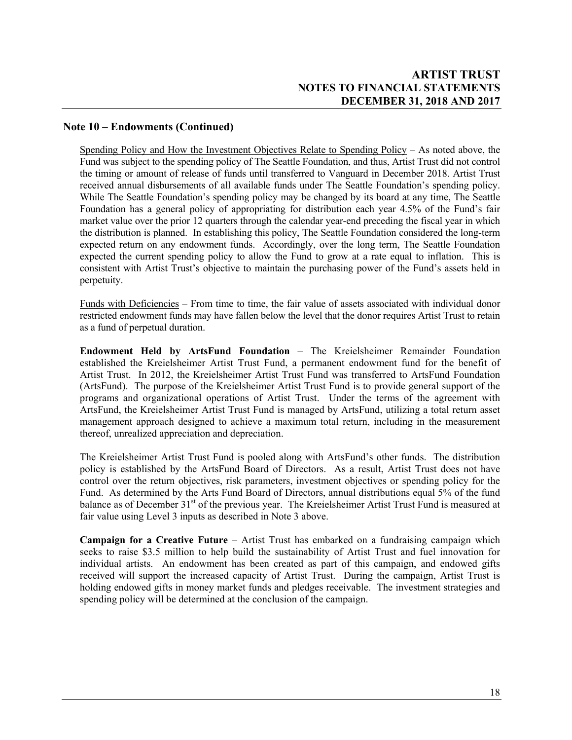## Note 10 – Endowments (Continued)

Spending Policy and How the Investment Objectives Relate to Spending Policy – As noted above, the Fund was subject to the spending policy of The Seattle Foundation, and thus, Artist Trust did not control the timing or amount of release of funds until transferred to Vanguard in December 2018. Artist Trust received annual disbursements of all available funds under The Seattle Foundation's spending policy. While The Seattle Foundation's spending policy may be changed by its board at any time, The Seattle Foundation has a general policy of appropriating for distribution each year 4.5% of the Fund's fair market value over the prior 12 quarters through the calendar year-end preceding the fiscal year in which the distribution is planned. In establishing this policy, The Seattle Foundation considered the long-term expected return on any endowment funds. Accordingly, over the long term, The Seattle Foundation expected the current spending policy to allow the Fund to grow at a rate equal to inflation. This is consistent with Artist Trust's objective to maintain the purchasing power of the Fund's assets held in perpetuity.

Funds with Deficiencies – From time to time, the fair value of assets associated with individual donor restricted endowment funds may have fallen below the level that the donor requires Artist Trust to retain as a fund of perpetual duration.

**Endowment Held by ArtsFund Foundation** – The Kreielsheimer Remainder Foundation established the Kreielsheimer Artist Trust Fund, a permanent endowment fund for the benefit of Artist Trust. In 2012, the Kreielsheimer Artist Trust Fund was transferred to ArtsFund Foundation (ArtsFund). The purpose of the Kreielsheimer Artist Trust Fund is to provide general support of the programs and organizational operations of Artist Trust. Under the terms of the agreement with ArtsFund, the Kreielsheimer Artist Trust Fund is managed by ArtsFund, utilizing a total return asset management approach designed to achieve a maximum total return, including in the measurement thereof, unrealized appreciation and depreciation.

The Kreielsheimer Artist Trust Fund is pooled along with ArtsFund's other funds. The distribution policy is established by the ArtsFund Board of Directors. As a result, Artist Trust does not have control over the return objectives, risk parameters, investment objectives or spending policy for the Fund. As determined by the Arts Fund Board of Directors, annual distributions equal 5% of the fund balance as of December 31st of the previous year. The Kreielsheimer Artist Trust Fund is measured at fair value using Level 3 inputs as described in Note 3 above.

**Campaign for a Creative Future** – Artist Trust has embarked on a fundraising campaign which seeks to raise $3.5 million to help build the sustainability of Artist Trust and fuel innovation for individual artists. An endowment has been created as part of this campaign, and endowed gifts received will support the increased capacity of Artist Trust. During the campaign, Artist Trust is holding endowed gifts in money market funds and pledges receivable. The investment strategies and spending policy will be determined at the conclusion of the campaign.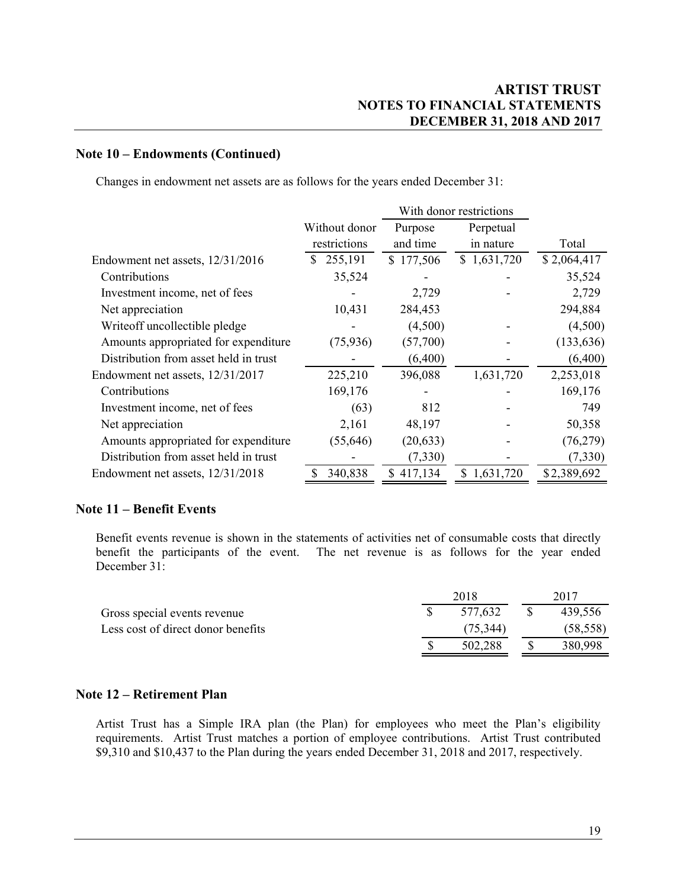## Note 10 – Endowments (Continued)

Changes in endowment net assets are as follows for the years ended December 31:

| | Without donor restrictions | With donor restrictions Purpose and time | With donor restrictions Perpetual in nature | Total |
|---|---|---|---|---|
| Endowment net assets, 12/31/2016 | $ 255,191 | $ 177,506 | $ 1,631,720 | $ 2,064,417 |
| Contributions | 35,524 | - | - | 35,524 |
| Investment income, net of fees | - | 2,729 | - | 2,729 |
| Net appreciation | 10,431 | 284,453 | | 294,884 |
| Writeoff uncollectible pledge | - | (4,500) | - | (4,500) |
| Amounts appropriated for expenditure | (75,936) | (57,700) | - | (133,636) |
| Distribution from asset held in trust | - | (6,400) | - | (6,400) |
| Endowment net assets, 12/31/2017 | 225,210 | 396,088 | 1,631,720 | 2,253,018 |
| Contributions | 169,176 | - | - | 169,176 |
| Investment income, net of fees | (63) | 812 | - | 749 |
| Net appreciation | 2,161 | 48,197 | - | 50,358 |
| Amounts appropriated for expenditure | (55,646) | (20,633) | - | (76,279) |
| Distribution from asset held in trust | - | (7,330) | - | (7,330) |
| Endowment net assets, 12/31/2018 | $ 340,838 | $ 417,134 | $ 1,631,720 | $ 2,389,692 |

## Note 11 – Benefit Events

Benefit events revenue is shown in the statements of activities net of consumable costs that directly benefit the participants of the event. The net revenue is as follows for the year ended December 31:

| | 2018 | 2017 |
|---|---|---|
| Gross special events revenue | $ 577,632 | $ 439,556 |
| Less cost of direct donor benefits | (75,344) | (58,558) |
| | $ 502,288 | $ 380,998 |

## Note 12 – Retirement Plan

Artist Trust has a Simple IRA plan (the Plan) for employees who meet the Plan's eligibility requirements. Artist Trust matches a portion of employee contributions. Artist Trust contributed $9,310 and $10,437 to the Plan during the years ended December 31, 2018 and 2017, respectively.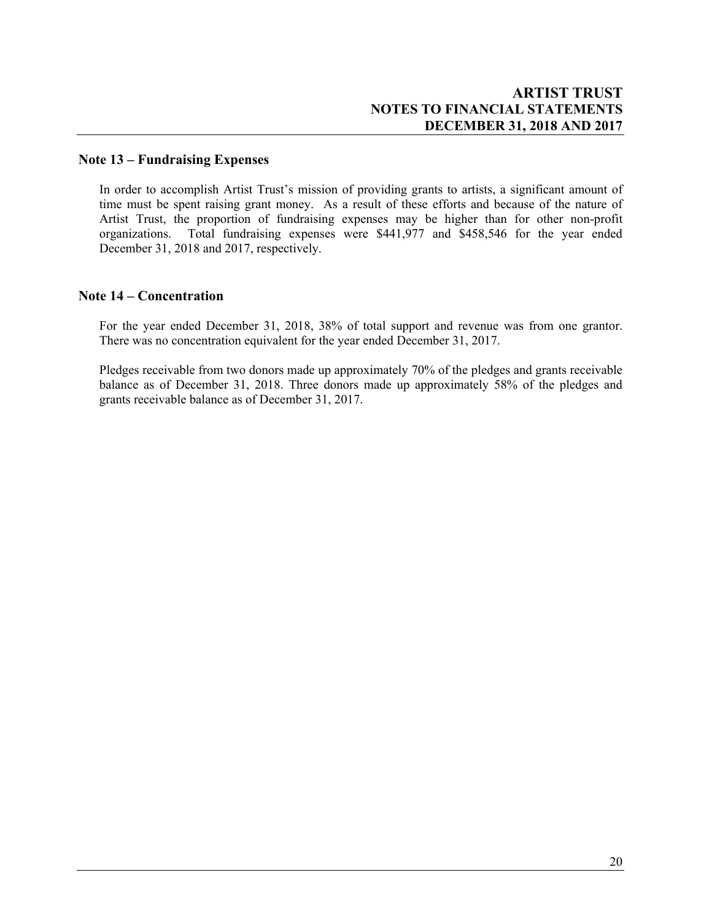## Note 13 – Fundraising Expenses

In order to accomplish Artist Trust's mission of providing grants to artists, a significant amount of time must be spent raising grant money. As a result of these efforts and because of the nature of Artist Trust, the proportion of fundraising expenses may be higher than for other non-profit organizations. Total fundraising expenses were $441,977 and $458,546 for the year ended December 31, 2018 and 2017, respectively.

## Note 14 – Concentration

For the year ended December 31, 2018, 38% of total support and revenue was from one grantor. There was no concentration equivalent for the year ended December 31, 2017.

Pledges receivable from two donors made up approximately 70% of the pledges and grants receivable balance as of December 31, 2018. Three donors made up approximately 58% of the pledges and grants receivable balance as of December 31, 2017.